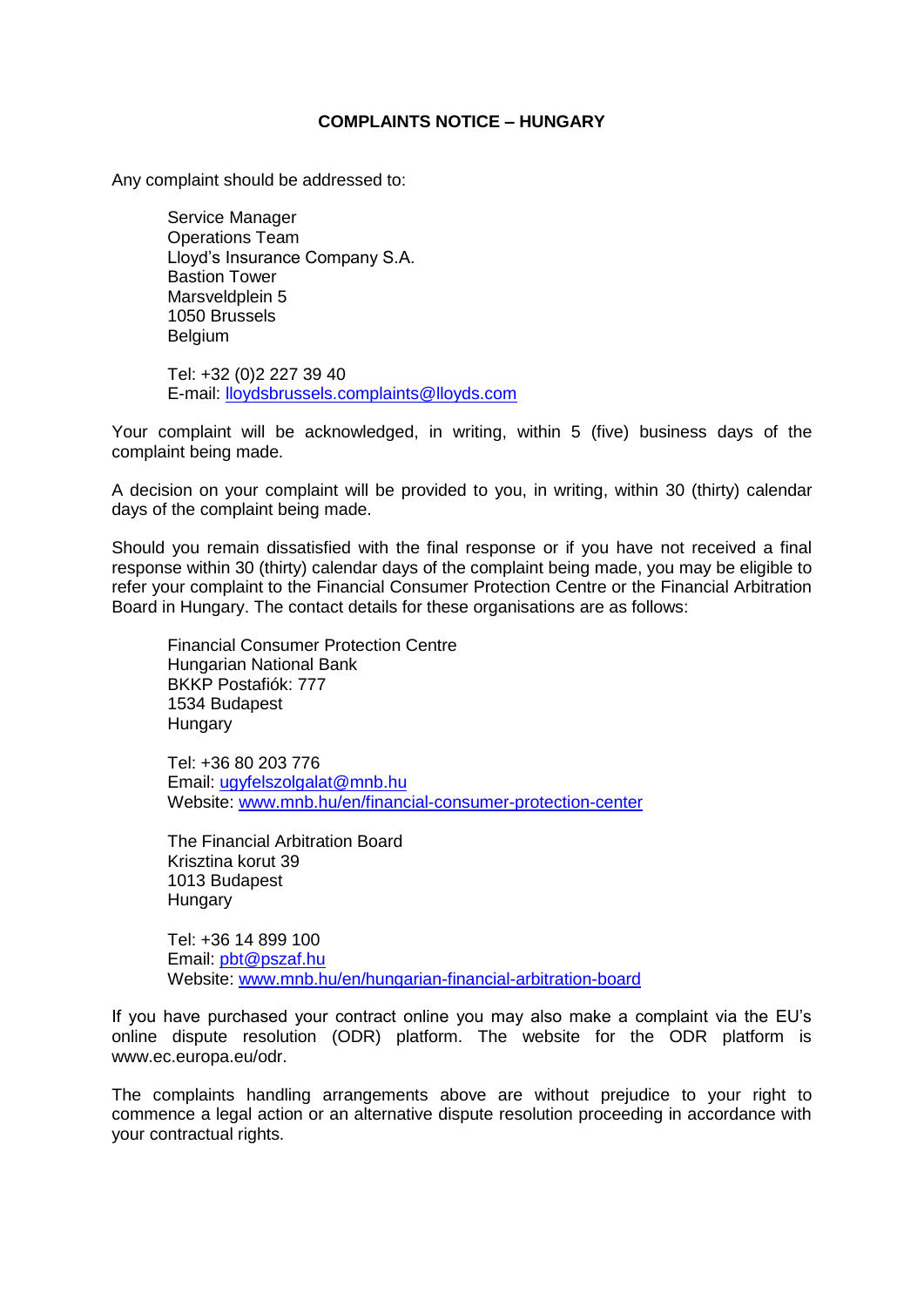# COMPLAINTS NOTICE – HUNGARY

Any complaint should be addressed to:

Service Manager
Operations Team
Lloyd's Insurance Company S.A.
Bastion Tower
Marsveldplein 5
1050 Brussels
Belgium

Tel: +32 (0)2 227 39 40
E-mail: lloydsbrussels.complaints@lloyds.com

Your complaint will be acknowledged, in writing, within 5 (five) business days of the complaint being made.

A decision on your complaint will be provided to you, in writing, within 30 (thirty) calendar days of the complaint being made.

Should you remain dissatisfied with the final response or if you have not received a final response within 30 (thirty) calendar days of the complaint being made, you may be eligible to refer your complaint to the Financial Consumer Protection Centre or the Financial Arbitration Board in Hungary. The contact details for these organisations are as follows:

Financial Consumer Protection Centre
Hungarian National Bank
BKKP Postafiók: 777
1534 Budapest
Hungary

Tel: +36 80 203 776
Email: ugyfelszolgalat@mnb.hu
Website: www.mnb.hu/en/financial-consumer-protection-center

The Financial Arbitration Board
Krisztina korut 39
1013 Budapest
Hungary

Tel: +36 14 899 100
Email: pbt@pszaf.hu
Website: www.mnb.hu/en/hungarian-financial-arbitration-board

If you have purchased your contract online you may also make a complaint via the EU's online dispute resolution (ODR) platform. The website for the ODR platform is www.ec.europa.eu/odr.

The complaints handling arrangements above are without prejudice to your right to commence a legal action or an alternative dispute resolution proceeding in accordance with your contractual rights.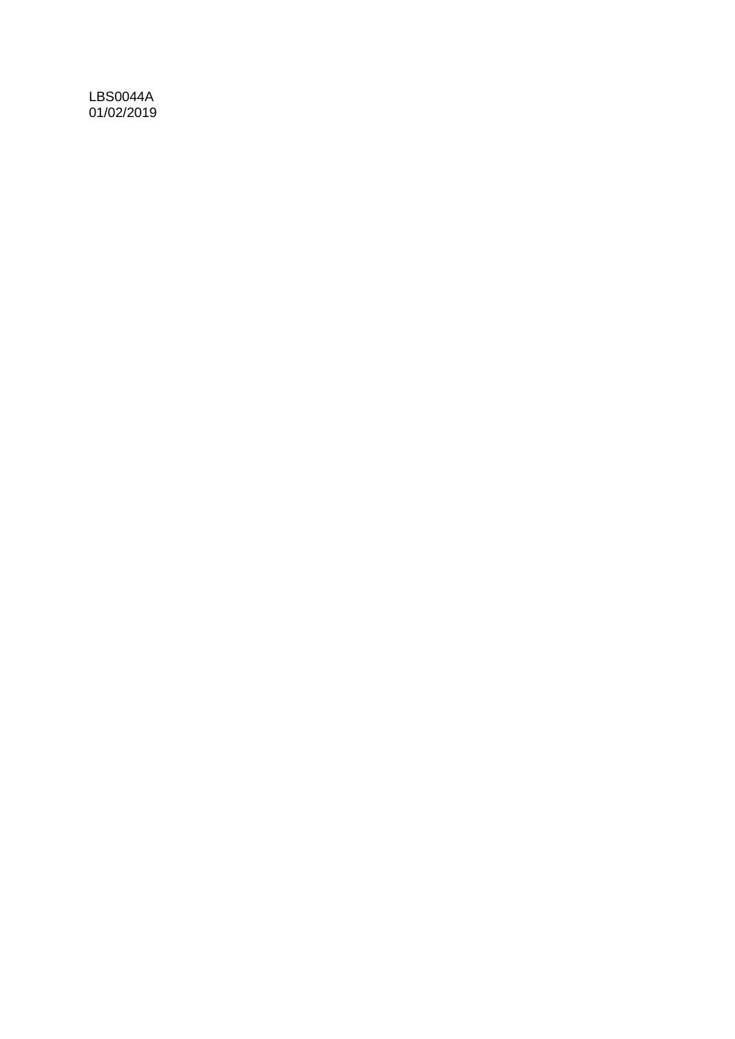LBS0044A
01/02/2019